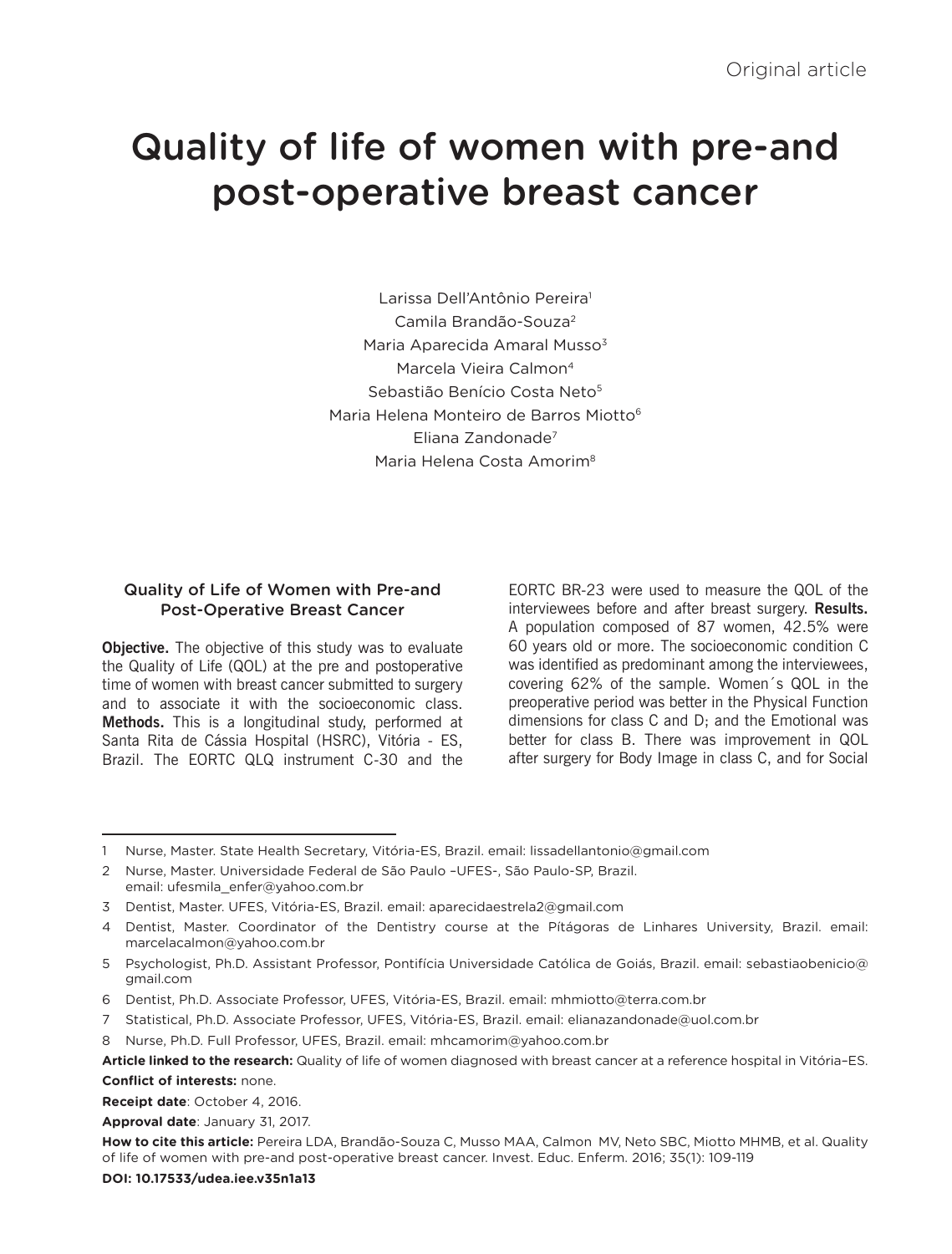Original article

# Quality of life of women with pre-and post-operative breast cancer

Larissa Dell'Antônio Pereira[1]
Camila Brandão-Souza[2]
Maria Aparecida Amaral Musso[3]
Marcela Vieira Calmon[4]
Sebastião Benício Costa Neto[5]
Maria Helena Monteiro de Barros Miotto[6]
Eliana Zandonade[7]
Maria Helena Costa Amorim[8]

### Quality of Life of Women with Pre-and Post-Operative Breast Cancer

**Objective.** The objective of this study was to evaluate the Quality of Life (QOL) at the pre and postoperative time of women with breast cancer submitted to surgery and to associate it with the socioeconomic class. **Methods.** This is a longitudinal study, performed at Santa Rita de Cássia Hospital (HSRC), Vitória - ES, Brazil. The EORTC QLQ instrument C-30 and the EORTC BR-23 were used to measure the QOL of the interviewees before and after breast surgery. **Results.** A population composed of 87 women, 42.5% were 60 years old or more. The socioeconomic condition C was identified as predominant among the interviewees, covering 62% of the sample. Women´s QOL in the preoperative period was better in the Physical Function dimensions for class C and D; and the Emotional was better for class B. There was improvement in QOL after surgery for Body Image in class C, and for Social

---

1 Nurse, Master. State Health Secretary, Vitória-ES, Brazil. email: lissadellantonio@gmail.com

2 Nurse, Master. Universidade Federal de São Paulo –UFES-, São Paulo-SP, Brazil. email: ufesmila_enfer@yahoo.com.br

3 Dentist, Master. UFES, Vitória-ES, Brazil. email: aparecidaestrela2@gmail.com

4 Dentist, Master. Coordinator of the Dentistry course at the Pítágoras de Linhares University, Brazil. email: marcelacalmon@yahoo.com.br

5 Psychologist, Ph.D. Assistant Professor, Pontifícia Universidade Católica de Goiás, Brazil. email: sebastiaobenicio@gmail.com

6 Dentist, Ph.D. Associate Professor, UFES, Vitória-ES, Brazil. email: mhmiotto@terra.com.br

7 Statistical, Ph.D. Associate Professor, UFES, Vitória-ES, Brazil. email: elianazandonade@uol.com.br

8 Nurse, Ph.D. Full Professor, UFES, Brazil. email: mhcamorim@yahoo.com.br

**Article linked to the research:** Quality of life of women diagnosed with breast cancer at a reference hospital in Vitória–ES.

**Conflict of interests:** none.

**Receipt date**: October 4, 2016.

**Approval date**: January 31, 2017.

**How to cite this article:** Pereira LDA, Brandão-Souza C, Musso MAA, Calmon MV, Neto SBC, Miotto MHMB, et al. Quality of life of women with pre-and post-operative breast cancer. Invest. Educ. Enferm. 2016; 35(1): 109-119

**DOI: 10.17533/udea.iee.v35n1a13**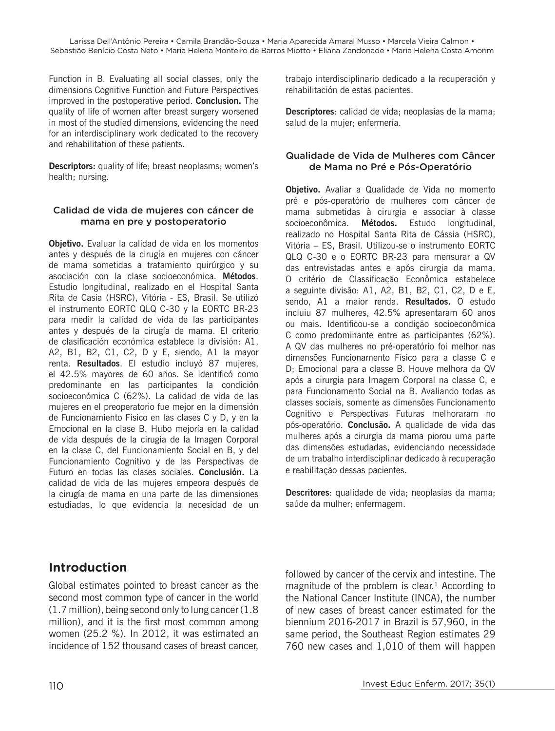Function in B. Evaluating all social classes, only the dimensions Cognitive Function and Future Perspectives improved in the postoperative period. **Conclusion.** The quality of life of women after breast surgery worsened in most of the studied dimensions, evidencing the need for an interdisciplinary work dedicated to the recovery and rehabilitation of these patients.

**Descriptors:** quality of life; breast neoplasms; women's health; nursing.

#### Calidad de vida de mujeres con cáncer de mama en pre y postoperatorio

**Objetivo.** Evaluar la calidad de vida en los momentos antes y después de la cirugía en mujeres con cáncer de mama sometidas a tratamiento quirúrgico y su asociación con la clase socioeconómica. **Métodos**. Estudio longitudinal, realizado en el Hospital Santa Rita de Casia (HSRC), Vitória - ES, Brasil. Se utilizó el instrumento EORTC QLQ C-30 y la EORTC BR-23 para medir la calidad de vida de las participantes antes y después de la cirugía de mama. El criterio de clasificación económica establece la división: A1, A2, B1, B2, C1, C2, D y E, siendo, A1 la mayor renta. **Resultados**. El estudio incluyó 87 mujeres, el 42.5% mayores de 60 años. Se identificó como predominante en las participantes la condición socioeconómica C (62%). La calidad de vida de las mujeres en el preoperatorio fue mejor en la dimensión de Funcionamiento Físico en las clases C y D, y en la Emocional en la clase B. Hubo mejoría en la calidad de vida después de la cirugía de la Imagen Corporal en la clase C, del Funcionamiento Social en B, y del Funcionamiento Cognitivo y de las Perspectivas de Futuro en todas las clases sociales. **Conclusión.** La calidad de vida de las mujeres empeora después de la cirugía de mama en una parte de las dimensiones estudiadas, lo que evidencia la necesidad de un trabajo interdisciplinario dedicado a la recuperación y rehabilitación de estas pacientes.

**Descriptores**: calidad de vida; neoplasias de la mama; salud de la mujer; enfermería.

#### Qualidade de Vida de Mulheres com Câncer de Mama no Pré e Pós-Operatório

**Objetivo.** Avaliar a Qualidade de Vida no momento pré e pós-operatório de mulheres com câncer de mama submetidas à cirurgia e associar à classe socioeconômica. **Métodos.** Estudo longitudinal, realizado no Hospital Santa Rita de Cássia (HSRC), Vitória – ES, Brasil. Utilizou-se o instrumento EORTC QLQ C-30 e o EORTC BR-23 para mensurar a QV das entrevistadas antes e após cirurgia da mama. O critério de Classificação Econômica estabelece a seguinte divisão: A1, A2, B1, B2, C1, C2, D e E, sendo, A1 a maior renda. **Resultados.** O estudo incluiu 87 mulheres, 42.5% apresentaram 60 anos ou mais. Identificou-se a condição socioeconômica C como predominante entre as participantes (62%). A QV das mulheres no pré-operatório foi melhor nas dimensões Funcionamento Físico para a classe C e D; Emocional para a classe B. Houve melhora da QV após a cirurgia para Imagem Corporal na classe C, e para Funcionamento Social na B. Avaliando todas as classes sociais, somente as dimensões Funcionamento Cognitivo e Perspectivas Futuras melhoraram no pós-operatório. **Conclusão.** A qualidade de vida das mulheres após a cirurgia da mama piorou uma parte das dimensões estudadas, evidenciando necessidade de um trabalho interdisciplinar dedicado à recuperação e reabilitação dessas pacientes.

**Descritores**: qualidade de vida; neoplasias da mama; saúde da mulher; enfermagem.

## Introduction

Global estimates pointed to breast cancer as the second most common type of cancer in the world (1.7 million), being second only to lung cancer (1.8 million), and it is the first most common among women (25.2 %). In 2012, it was estimated an incidence of 152 thousand cases of breast cancer, followed by cancer of the cervix and intestine. The magnitude of the problem is clear.[1] According to the National Cancer Institute (INCA), the number of new cases of breast cancer estimated for the biennium 2016-2017 in Brazil is 57,960, in the same period, the Southeast Region estimates 29 760 new cases and 1,010 of them will happen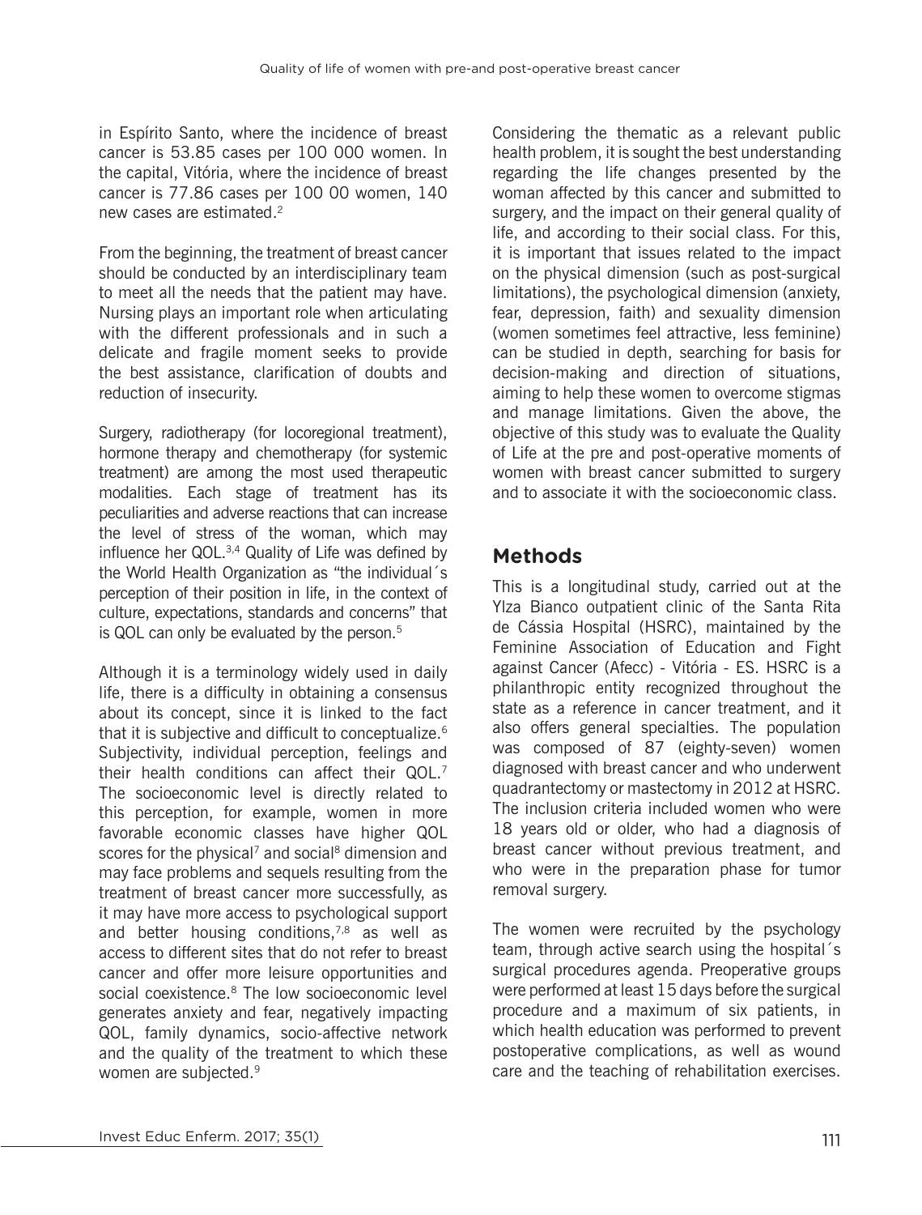in Espírito Santo, where the incidence of breast cancer is 53.85 cases per 100 000 women. In the capital, Vitória, where the incidence of breast cancer is 77.86 cases per 100 00 women, 140 new cases are estimated.[2]

From the beginning, the treatment of breast cancer should be conducted by an interdisciplinary team to meet all the needs that the patient may have. Nursing plays an important role when articulating with the different professionals and in such a delicate and fragile moment seeks to provide the best assistance, clarification of doubts and reduction of insecurity.

Surgery, radiotherapy (for locoregional treatment), hormone therapy and chemotherapy (for systemic treatment) are among the most used therapeutic modalities. Each stage of treatment has its peculiarities and adverse reactions that can increase the level of stress of the woman, which may influence her QOL.[3,4] Quality of Life was defined by the World Health Organization as "the individual´s perception of their position in life, in the context of culture, expectations, standards and concerns" that is QOL can only be evaluated by the person.[5]

Although it is a terminology widely used in daily life, there is a difficulty in obtaining a consensus about its concept, since it is linked to the fact that it is subjective and difficult to conceptualize.[6] Subjectivity, individual perception, feelings and their health conditions can affect their QOL.[7] The socioeconomic level is directly related to this perception, for example, women in more favorable economic classes have higher QOL scores for the physical[7] and social[8] dimension and may face problems and sequels resulting from the treatment of breast cancer more successfully, as it may have more access to psychological support and better housing conditions,[7,8] as well as access to different sites that do not refer to breast cancer and offer more leisure opportunities and social coexistence.[8] The low socioeconomic level generates anxiety and fear, negatively impacting QOL, family dynamics, socio-affective network and the quality of the treatment to which these women are subjected.[9]

Considering the thematic as a relevant public health problem, it is sought the best understanding regarding the life changes presented by the woman affected by this cancer and submitted to surgery, and the impact on their general quality of life, and according to their social class. For this, it is important that issues related to the impact on the physical dimension (such as post-surgical limitations), the psychological dimension (anxiety, fear, depression, faith) and sexuality dimension (women sometimes feel attractive, less feminine) can be studied in depth, searching for basis for decision-making and direction of situations, aiming to help these women to overcome stigmas and manage limitations. Given the above, the objective of this study was to evaluate the Quality of Life at the pre and post-operative moments of women with breast cancer submitted to surgery and to associate it with the socioeconomic class.

## Methods

This is a longitudinal study, carried out at the Ylza Bianco outpatient clinic of the Santa Rita de Cássia Hospital (HSRC), maintained by the Feminine Association of Education and Fight against Cancer (Afecc) - Vitória - ES. HSRC is a philanthropic entity recognized throughout the state as a reference in cancer treatment, and it also offers general specialties. The population was composed of 87 (eighty-seven) women diagnosed with breast cancer and who underwent quadrantectomy or mastectomy in 2012 at HSRC. The inclusion criteria included women who were 18 years old or older, who had a diagnosis of breast cancer without previous treatment, and who were in the preparation phase for tumor removal surgery.

The women were recruited by the psychology team, through active search using the hospital´s surgical procedures agenda. Preoperative groups were performed at least 15 days before the surgical procedure and a maximum of six patients, in which health education was performed to prevent postoperative complications, as well as wound care and the teaching of rehabilitation exercises.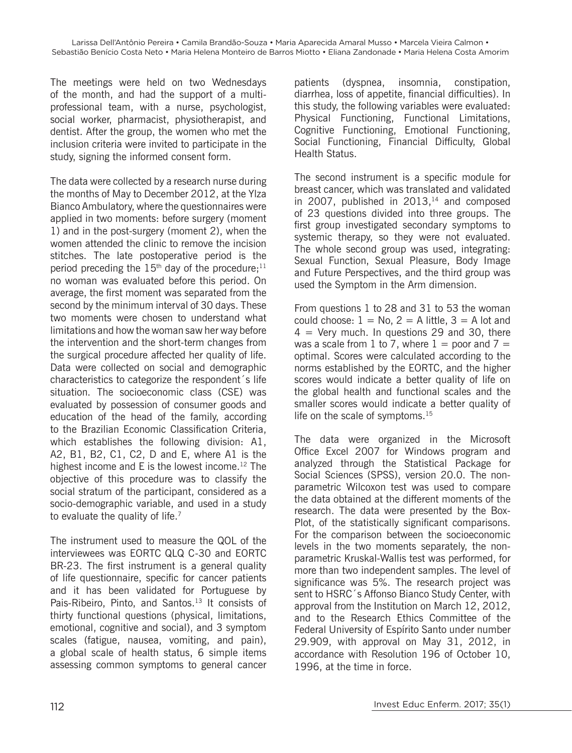The meetings were held on two Wednesdays of the month, and had the support of a multi-professional team, with a nurse, psychologist, social worker, pharmacist, physiotherapist, and dentist. After the group, the women who met the inclusion criteria were invited to participate in the study, signing the informed consent form.

The data were collected by a research nurse during the months of May to December 2012, at the Ylza Bianco Ambulatory, where the questionnaires were applied in two moments: before surgery (moment 1) and in the post-surgery (moment 2), when the women attended the clinic to remove the incision stitches. The late postoperative period is the period preceding the 15th day of the procedure;[11] no woman was evaluated before this period. On average, the first moment was separated from the second by the minimum interval of 30 days. These two moments were chosen to understand what limitations and how the woman saw her way before the intervention and the short-term changes from the surgical procedure affected her quality of life. Data were collected on social and demographic characteristics to categorize the respondent´s life situation. The socioeconomic class (CSE) was evaluated by possession of consumer goods and education of the head of the family, according to the Brazilian Economic Classification Criteria, which establishes the following division: A1, A2, B1, B2, C1, C2, D and E, where A1 is the highest income and E is the lowest income.[12] The objective of this procedure was to classify the social stratum of the participant, considered as a socio-demographic variable, and used in a study to evaluate the quality of life.[7]

The instrument used to measure the QOL of the interviewees was EORTC QLQ C-30 and EORTC BR-23. The first instrument is a general quality of life questionnaire, specific for cancer patients and it has been validated for Portuguese by Pais-Ribeiro, Pinto, and Santos.[13] It consists of thirty functional questions (physical, limitations, emotional, cognitive and social), and 3 symptom scales (fatigue, nausea, vomiting, and pain), a global scale of health status, 6 simple items assessing common symptoms to general cancer patients (dyspnea, insomnia, constipation, diarrhea, loss of appetite, financial difficulties). In this study, the following variables were evaluated: Physical Functioning, Functional Limitations, Cognitive Functioning, Emotional Functioning, Social Functioning, Financial Difficulty, Global Health Status.

The second instrument is a specific module for breast cancer, which was translated and validated in 2007, published in 2013,[14] and composed of 23 questions divided into three groups. The first group investigated secondary symptoms to systemic therapy, so they were not evaluated. The whole second group was used, integrating: Sexual Function, Sexual Pleasure, Body Image and Future Perspectives, and the third group was used the Symptom in the Arm dimension.

From questions 1 to 28 and 31 to 53 the woman could choose: 1 = No, 2 = A little, 3 = A lot and 4 = Very much. In questions 29 and 30, there was a scale from 1 to 7, where 1 = poor and 7 = optimal. Scores were calculated according to the norms established by the EORTC, and the higher scores would indicate a better quality of life on the global health and functional scales and the smaller scores would indicate a better quality of life on the scale of symptoms.[15]

The data were organized in the Microsoft Office Excel 2007 for Windows program and analyzed through the Statistical Package for Social Sciences (SPSS), version 20.0. The non-parametric Wilcoxon test was used to compare the data obtained at the different moments of the research. The data were presented by the Box-Plot, of the statistically significant comparisons. For the comparison between the socioeconomic levels in the two moments separately, the non-parametric Kruskal-Wallis test was performed, for more than two independent samples. The level of significance was 5%. The research project was sent to HSRC´s Affonso Bianco Study Center, with approval from the Institution on March 12, 2012, and to the Research Ethics Committee of the Federal University of Espírito Santo under number 29.909, with approval on May 31, 2012, in accordance with Resolution 196 of October 10, 1996, at the time in force.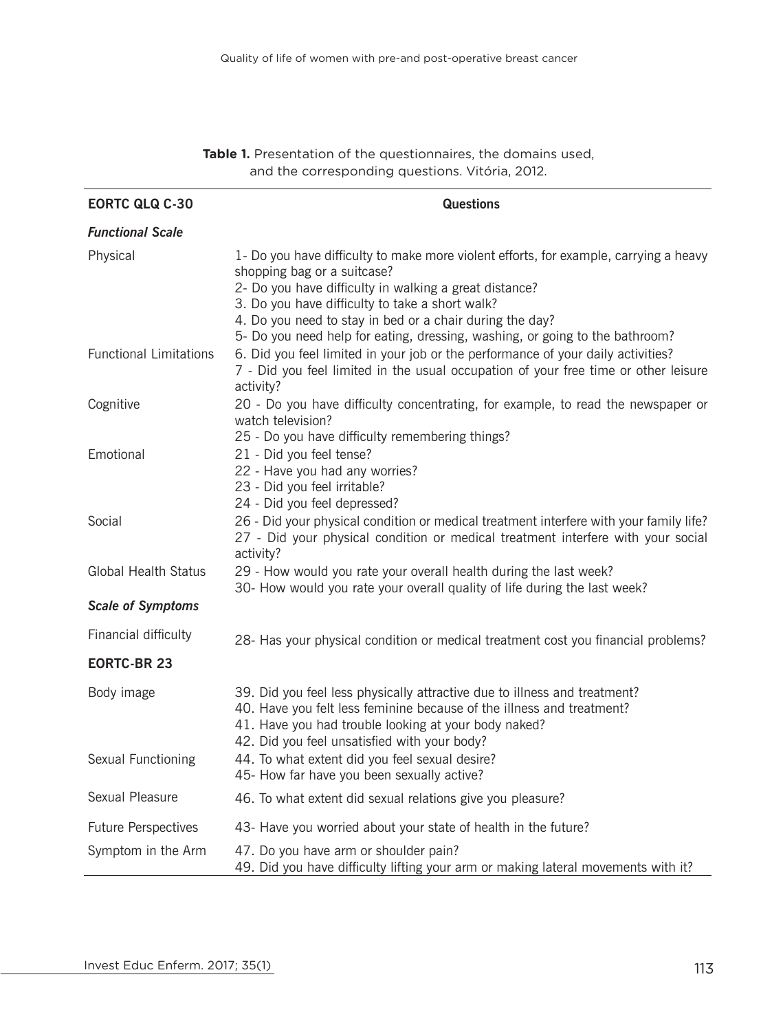**Table 1.** Presentation of the questionnaires, the domains used, and the corresponding questions. Vitória, 2012.

| EORTC QLQ C-30 | Questions |
|---|---|
| ***Functional Scale*** | |
| Physical | 1- Do you have difficulty to make more violent efforts, for example, carrying a heavy shopping bag or a suitcase?<br>2- Do you have difficulty in walking a great distance?<br>3. Do you have difficulty to take a short walk?<br>4. Do you need to stay in bed or a chair during the day?<br>5- Do you need help for eating, dressing, washing, or going to the bathroom? |
| Functional Limitations | 6. Did you feel limited in your job or the performance of your daily activities?<br>7 - Did you feel limited in the usual occupation of your free time or other leisure activity? |
| Cognitive | 20 - Do you have difficulty concentrating, for example, to read the newspaper or watch television?<br>25 - Do you have difficulty remembering things? |
| Emotional | 21 - Did you feel tense?<br>22 - Have you had any worries?<br>23 - Did you feel irritable?<br>24 - Did you feel depressed? |
| Social | 26 - Did your physical condition or medical treatment interfere with your family life?<br>27 - Did your physical condition or medical treatment interfere with your social activity? |
| Global Health Status | 29 - How would you rate your overall health during the last week?<br>30- How would you rate your overall quality of life during the last week? |
| ***Scale of Symptoms*** | |
| Financial difficulty | 28- Has your physical condition or medical treatment cost you financial problems? |
| **EORTC-BR 23** | |
| Body image | 39. Did you feel less physically attractive due to illness and treatment?<br>40. Have you felt less feminine because of the illness and treatment?<br>41. Have you had trouble looking at your body naked?<br>42. Did you feel unsatisfied with your body? |
| Sexual Functioning | 44. To what extent did you feel sexual desire?<br>45- How far have you been sexually active? |
| Sexual Pleasure | 46. To what extent did sexual relations give you pleasure? |
| Future Perspectives | 43- Have you worried about your state of health in the future? |
| Symptom in the Arm | 47. Do you have arm or shoulder pain?<br>49. Did you have difficulty lifting your arm or making lateral movements with it? |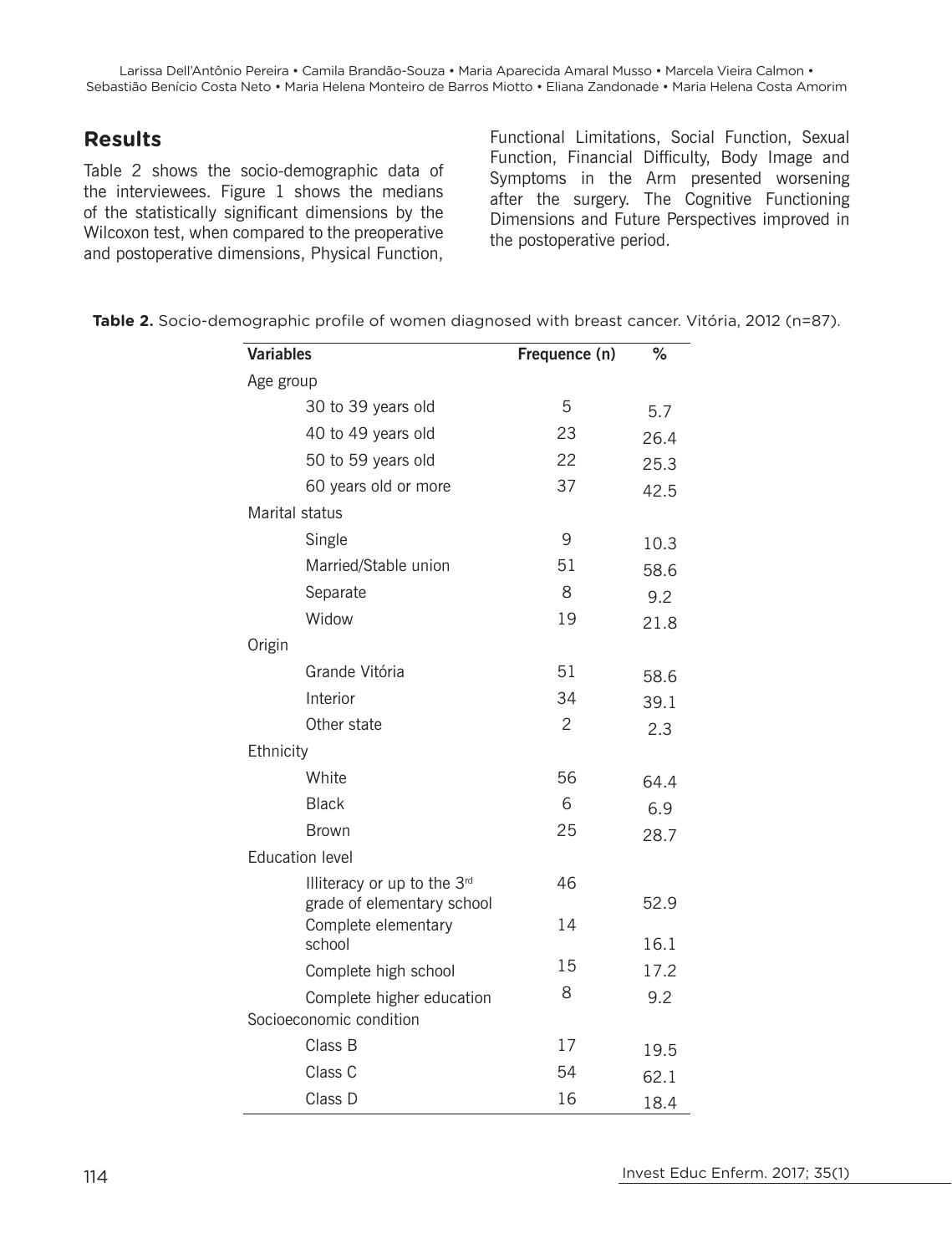## Results

Table 2 shows the socio-demographic data of the interviewees. Figure 1 shows the medians of the statistically significant dimensions by the Wilcoxon test, when compared to the preoperative and postoperative dimensions, Physical Function, Functional Limitations, Social Function, Sexual Function, Financial Difficulty, Body Image and Symptoms in the Arm presented worsening after the surgery. The Cognitive Functioning Dimensions and Future Perspectives improved in the postoperative period.

**Table 2.** Socio-demographic profile of women diagnosed with breast cancer. Vitória, 2012 (n=87).

| Variables | Frequence (n) | % |
|---|---|---|
| Age group | | |
| 30 to 39 years old | 5 | 5.7 |
| 40 to 49 years old | 23 | 26.4 |
| 50 to 59 years old | 22 | 25.3 |
| 60 years old or more | 37 | 42.5 |
| Marital status | | |
| Single | 9 | 10.3 |
| Married/Stable union | 51 | 58.6 |
| Separate | 8 | 9.2 |
| Widow | 19 | 21.8 |
| Origin | | |
| Grande Vitória | 51 | 58.6 |
| Interior | 34 | 39.1 |
| Other state | 2 | 2.3 |
| Ethnicity | | |
| White | 56 | 64.4 |
| Black | 6 | 6.9 |
| Brown | 25 | 28.7 |
| Education level | | |
| Illiteracy or up to the 3rd grade of elementary school | 46 | 52.9 |
| Complete elementary school | 14 | 16.1 |
| Complete high school | 15 | 17.2 |
| Complete higher education | 8 | 9.2 |
| Socioeconomic condition | | |
| Class B | 17 | 19.5 |
| Class C | 54 | 62.1 |
| Class D | 16 | 18.4 |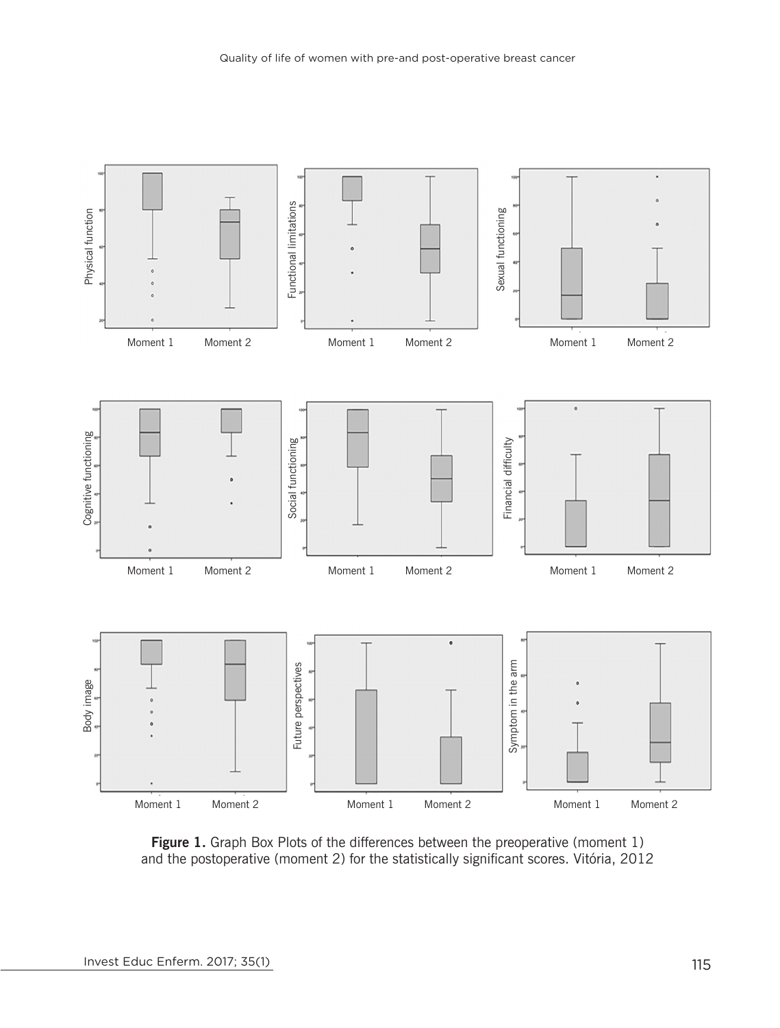**Figure 1.** Graph Box Plots of the differences between the preoperative (moment 1) and the postoperative (moment 2) for the statistically significant scores. Vitória, 2012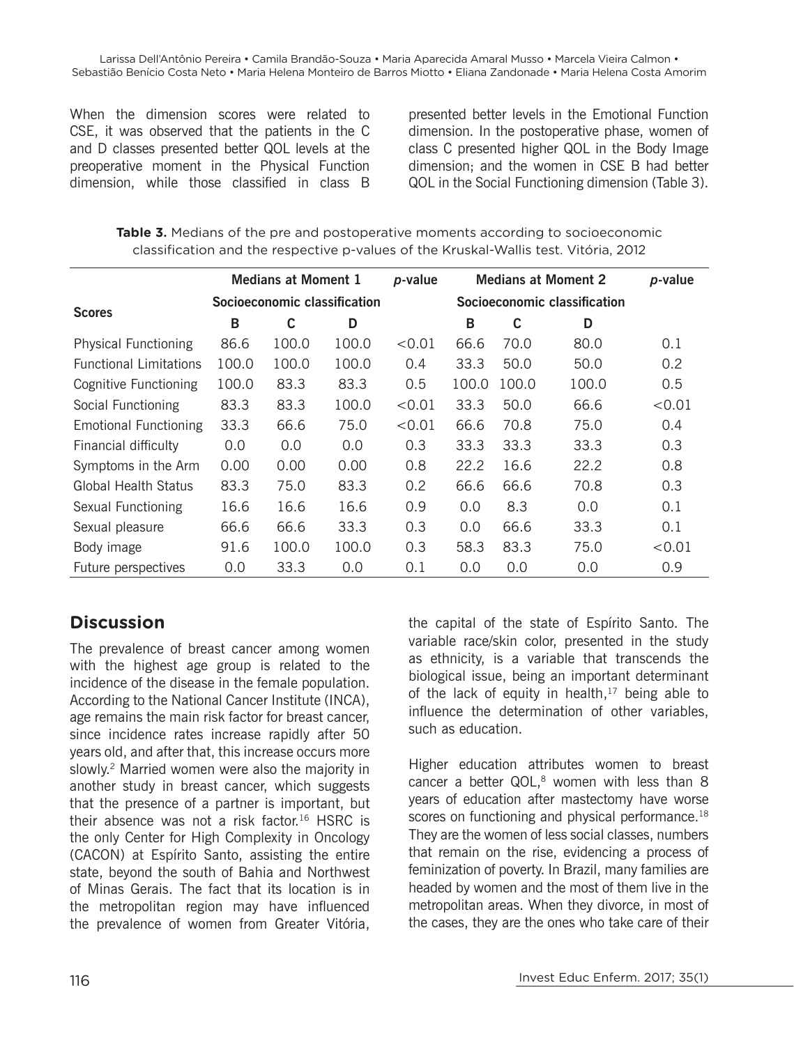When the dimension scores were related to CSE, it was observed that the patients in the C and D classes presented better QOL levels at the preoperative moment in the Physical Function dimension, while those classified in class B presented better levels in the Emotional Function dimension. In the postoperative phase, women of class C presented higher QOL in the Body Image dimension; and the women in CSE B had better QOL in the Social Functioning dimension (Table 3).

**Table 3.** Medians of the pre and postoperative moments according to socioeconomic classification and the respective p-values of the Kruskal-Wallis test. Vitória, 2012

| Scores | Medians at Moment 1 | | | *p*-value | Medians at Moment 2 | | | *p*-value |
|---|---|---|---|---|---|---|---|---|
| | Socioeconomic classification | | | | Socioeconomic classification | | | |
| | B | C | D | | B | C | D | |
| Physical Functioning | 86.6 | 100.0 | 100.0 | <0.01 | 66.6 | 70.0 | 80.0 | 0.1 |
| Functional Limitations | 100.0 | 100.0 | 100.0 | 0.4 | 33.3 | 50.0 | 50.0 | 0.2 |
| Cognitive Functioning | 100.0 | 83.3 | 83.3 | 0.5 | 100.0 | 100.0 | 100.0 | 0.5 |
| Social Functioning | 83.3 | 83.3 | 100.0 | <0.01 | 33.3 | 50.0 | 66.6 | <0.01 |
| Emotional Functioning | 33.3 | 66.6 | 75.0 | <0.01 | 66.6 | 70.8 | 75.0 | 0.4 |
| Financial difficulty | 0.0 | 0.0 | 0.0 | 0.3 | 33.3 | 33.3 | 33.3 | 0.3 |
| Symptoms in the Arm | 0.00 | 0.00 | 0.00 | 0.8 | 22.2 | 16.6 | 22.2 | 0.8 |
| Global Health Status | 83.3 | 75.0 | 83.3 | 0.2 | 66.6 | 66.6 | 70.8 | 0.3 |
| Sexual Functioning | 16.6 | 16.6 | 16.6 | 0.9 | 0.0 | 8.3 | 0.0 | 0.1 |
| Sexual pleasure | 66.6 | 66.6 | 33.3 | 0.3 | 0.0 | 66.6 | 33.3 | 0.1 |
| Body image | 91.6 | 100.0 | 100.0 | 0.3 | 58.3 | 83.3 | 75.0 | <0.01 |
| Future perspectives | 0.0 | 33.3 | 0.0 | 0.1 | 0.0 | 0.0 | 0.0 | 0.9 |

## Discussion

The prevalence of breast cancer among women with the highest age group is related to the incidence of the disease in the female population. According to the National Cancer Institute (INCA), age remains the main risk factor for breast cancer, since incidence rates increase rapidly after 50 years old, and after that, this increase occurs more slowly.[2] Married women were also the majority in another study in breast cancer, which suggests that the presence of a partner is important, but their absence was not a risk factor.[16] HSRC is the only Center for High Complexity in Oncology (CACON) at Espírito Santo, assisting the entire state, beyond the south of Bahia and Northwest of Minas Gerais. The fact that its location is in the metropolitan region may have influenced the prevalence of women from Greater Vitória, the capital of the state of Espírito Santo. The variable race/skin color, presented in the study as ethnicity, is a variable that transcends the biological issue, being an important determinant of the lack of equity in health,[17] being able to influence the determination of other variables, such as education.

Higher education attributes women to breast cancer a better QOL,[8] women with less than 8 years of education after mastectomy have worse scores on functioning and physical performance.[18] They are the women of less social classes, numbers that remain on the rise, evidencing a process of feminization of poverty. In Brazil, many families are headed by women and the most of them live in the metropolitan areas. When they divorce, in most of the cases, they are the ones who take care of their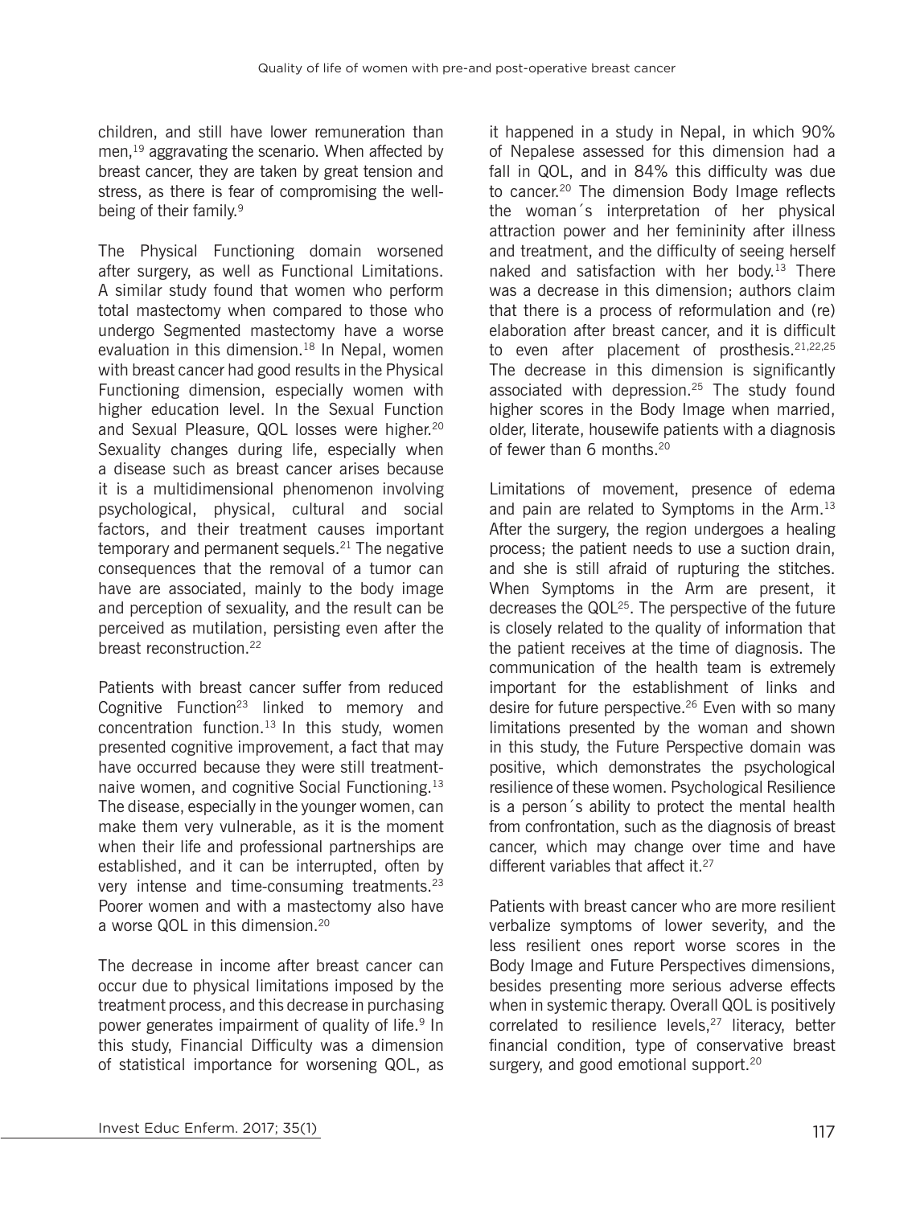children, and still have lower remuneration than men,[19] aggravating the scenario. When affected by breast cancer, they are taken by great tension and stress, as there is fear of compromising the well-being of their family.[9]

The Physical Functioning domain worsened after surgery, as well as Functional Limitations. A similar study found that women who perform total mastectomy when compared to those who undergo Segmented mastectomy have a worse evaluation in this dimension.[18] In Nepal, women with breast cancer had good results in the Physical Functioning dimension, especially women with higher education level. In the Sexual Function and Sexual Pleasure, QOL losses were higher.[20] Sexuality changes during life, especially when a disease such as breast cancer arises because it is a multidimensional phenomenon involving psychological, physical, cultural and social factors, and their treatment causes important temporary and permanent sequels.[21] The negative consequences that the removal of a tumor can have are associated, mainly to the body image and perception of sexuality, and the result can be perceived as mutilation, persisting even after the breast reconstruction.[22]

Patients with breast cancer suffer from reduced Cognitive Function[23] linked to memory and concentration function.[13] In this study, women presented cognitive improvement, a fact that may have occurred because they were still treatment-naive women, and cognitive Social Functioning.[13] The disease, especially in the younger women, can make them very vulnerable, as it is the moment when their life and professional partnerships are established, and it can be interrupted, often by very intense and time-consuming treatments.[23] Poorer women and with a mastectomy also have a worse QOL in this dimension.[20]

The decrease in income after breast cancer can occur due to physical limitations imposed by the treatment process, and this decrease in purchasing power generates impairment of quality of life.[9] In this study, Financial Difficulty was a dimension of statistical importance for worsening QOL, as it happened in a study in Nepal, in which 90% of Nepalese assessed for this dimension had a fall in QOL, and in 84% this difficulty was due to cancer.[20] The dimension Body Image reflects the woman´s interpretation of her physical attraction power and her femininity after illness and treatment, and the difficulty of seeing herself naked and satisfaction with her body.[13] There was a decrease in this dimension; authors claim that there is a process of reformulation and (re) elaboration after breast cancer, and it is difficult to even after placement of prosthesis.[21,22,25] The decrease in this dimension is significantly associated with depression.[25] The study found higher scores in the Body Image when married, older, literate, housewife patients with a diagnosis of fewer than 6 months.[20]

Limitations of movement, presence of edema and pain are related to Symptoms in the Arm.[13] After the surgery, the region undergoes a healing process; the patient needs to use a suction drain, and she is still afraid of rupturing the stitches. When Symptoms in the Arm are present, it decreases the QOL[25]. The perspective of the future is closely related to the quality of information that the patient receives at the time of diagnosis. The communication of the health team is extremely important for the establishment of links and desire for future perspective.[26] Even with so many limitations presented by the woman and shown in this study, the Future Perspective domain was positive, which demonstrates the psychological resilience of these women. Psychological Resilience is a person´s ability to protect the mental health from confrontation, such as the diagnosis of breast cancer, which may change over time and have different variables that affect it.[27]

Patients with breast cancer who are more resilient verbalize symptoms of lower severity, and the less resilient ones report worse scores in the Body Image and Future Perspectives dimensions, besides presenting more serious adverse effects when in systemic therapy. Overall QOL is positively correlated to resilience levels,[27] literacy, better financial condition, type of conservative breast surgery, and good emotional support.[20]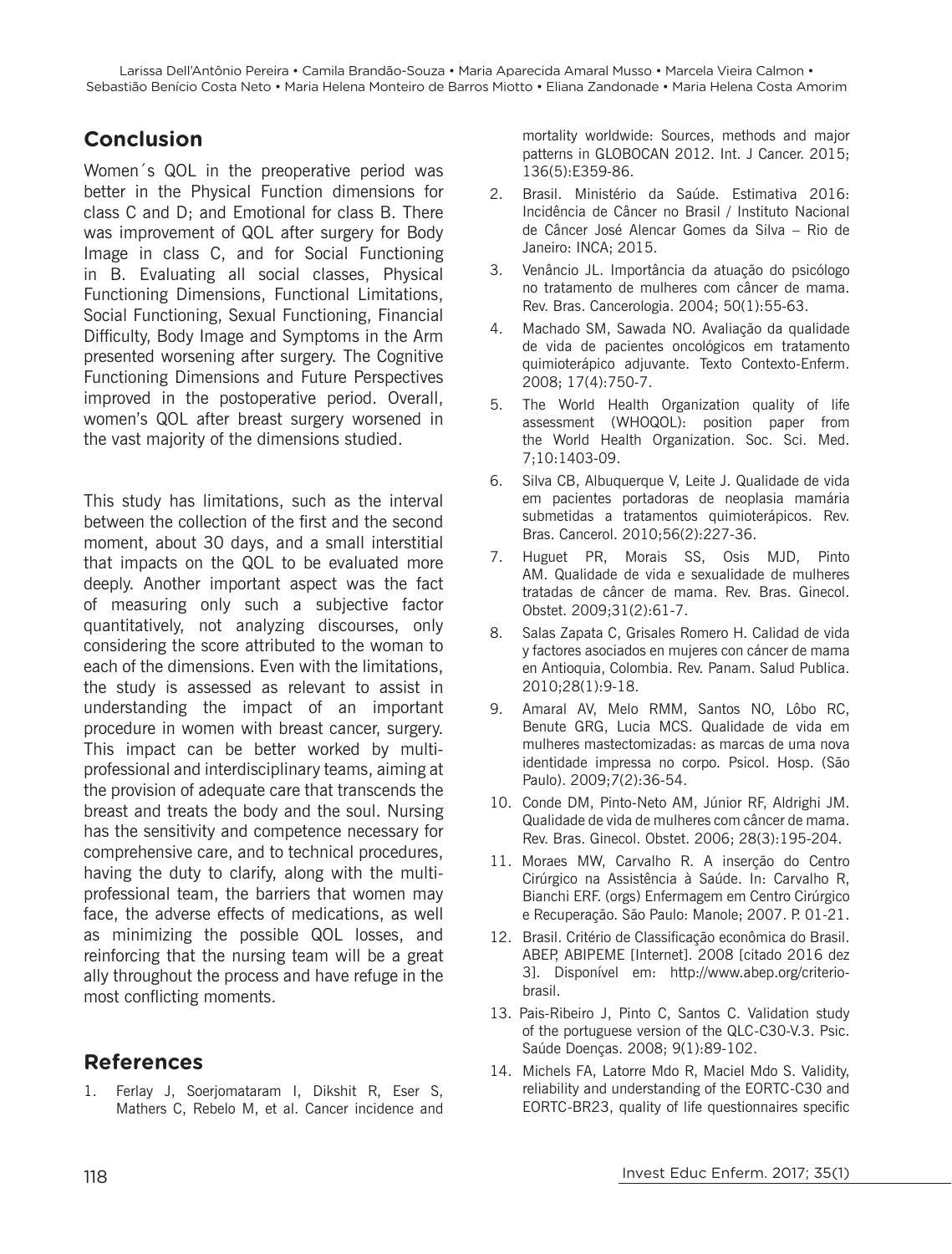## Conclusion

Women´s QOL in the preoperative period was better in the Physical Function dimensions for class C and D; and Emotional for class B. There was improvement of QOL after surgery for Body Image in class C, and for Social Functioning in B. Evaluating all social classes, Physical Functioning Dimensions, Functional Limitations, Social Functioning, Sexual Functioning, Financial Difficulty, Body Image and Symptoms in the Arm presented worsening after surgery. The Cognitive Functioning Dimensions and Future Perspectives improved in the postoperative period. Overall, women's QOL after breast surgery worsened in the vast majority of the dimensions studied.

This study has limitations, such as the interval between the collection of the first and the second moment, about 30 days, and a small interstitial that impacts on the QOL to be evaluated more deeply. Another important aspect was the fact of measuring only such a subjective factor quantitatively, not analyzing discourses, only considering the score attributed to the woman to each of the dimensions. Even with the limitations, the study is assessed as relevant to assist in understanding the impact of an important procedure in women with breast cancer, surgery. This impact can be better worked by multi-professional and interdisciplinary teams, aiming at the provision of adequate care that transcends the breast and treats the body and the soul. Nursing has the sensitivity and competence necessary for comprehensive care, and to technical procedures, having the duty to clarify, along with the multi-professional team, the barriers that women may face, the adverse effects of medications, as well as minimizing the possible QOL losses, and reinforcing that the nursing team will be a great ally throughout the process and have refuge in the most conflicting moments.

## References

1. Ferlay J, Soerjomataram I, Dikshit R, Eser S, Mathers C, Rebelo M, et al. Cancer incidence and mortality worldwide: Sources, methods and major patterns in GLOBOCAN 2012. Int. J Cancer. 2015; 136(5):E359-86.
2. Brasil. Ministério da Saúde. Estimativa 2016: Incidência de Câncer no Brasil / Instituto Nacional de Câncer José Alencar Gomes da Silva – Rio de Janeiro: INCA; 2015.
3. Venâncio JL. Importância da atuação do psicólogo no tratamento de mulheres com câncer de mama. Rev. Bras. Cancerologia. 2004; 50(1):55-63.
4. Machado SM, Sawada NO. Avaliação da qualidade de vida de pacientes oncológicos em tratamento quimioterápico adjuvante. Texto Contexto-Enferm. 2008; 17(4):750-7.
5. The World Health Organization quality of life assessment (WHOQOL): position paper from the World Health Organization. Soc. Sci. Med. 7;10:1403-09.
6. Silva CB, Albuquerque V, Leite J. Qualidade de vida em pacientes portadoras de neoplasia mamária submetidas a tratamentos quimioterápicos. Rev. Bras. Cancerol. 2010;56(2):227-36.
7. Huguet PR, Morais SS, Osis MJD, Pinto AM. Qualidade de vida e sexualidade de mulheres tratadas de câncer de mama. Rev. Bras. Ginecol. Obstet. 2009;31(2):61-7.
8. Salas Zapata C, Grisales Romero H. Calidad de vida y factores asociados en mujeres con cáncer de mama en Antioquia, Colombia. Rev. Panam. Salud Publica. 2010;28(1):9-18.
9. Amaral AV, Melo RMM, Santos NO, Lôbo RC, Benute GRG, Lucia MCS. Qualidade de vida em mulheres mastectomizadas: as marcas de uma nova identidade impressa no corpo. Psicol. Hosp. (São Paulo). 2009;7(2):36-54.
10. Conde DM, Pinto-Neto AM, Júnior RF, Aldrighi JM. Qualidade de vida de mulheres com câncer de mama. Rev. Bras. Ginecol. Obstet. 2006; 28(3):195-204.
11. Moraes MW, Carvalho R. A inserção do Centro Cirúrgico na Assistência à Saúde. In: Carvalho R, Bianchi ERF. (orgs) Enfermagem em Centro Cirúrgico e Recuperação. São Paulo: Manole; 2007. P. 01-21.
12. Brasil. Critério de Classificação econômica do Brasil. ABEP, ABIPEME [Internet]. 2008 [citado 2016 dez 3]. Disponível em: http://www.abep.org/criterio-brasil.
13. Pais-Ribeiro J, Pinto C, Santos C. Validation study of the portuguese version of the QLC-C30-V.3. Psic. Saúde Doenças. 2008; 9(1):89-102.
14. Michels FA, Latorre Mdo R, Maciel Mdo S. Validity, reliability and understanding of the EORTC-C30 and EORTC-BR23, quality of life questionnaires specific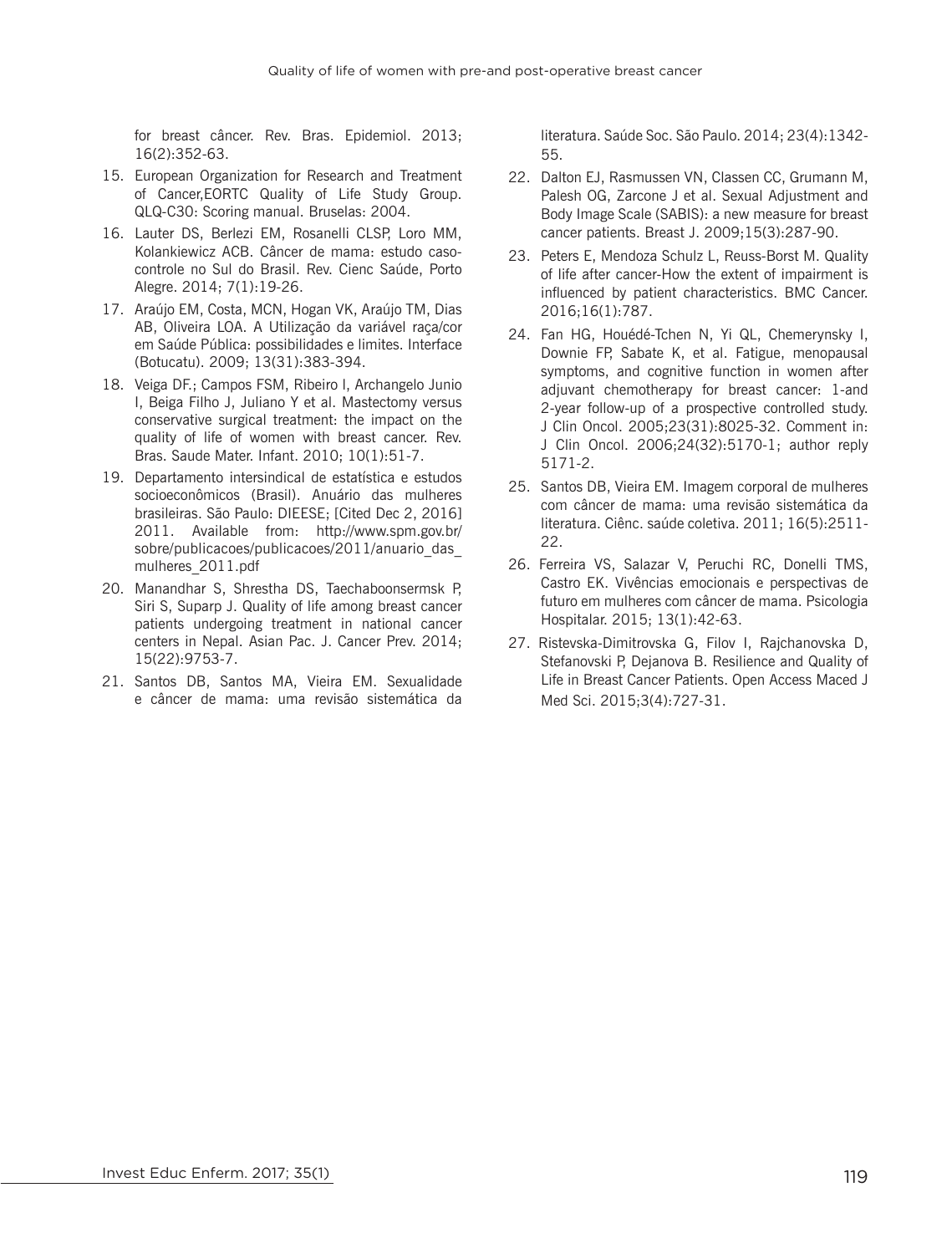for breast câncer. Rev. Bras. Epidemiol. 2013; 16(2):352-63.

15. European Organization for Research and Treatment of Cancer,EORTC Quality of Life Study Group. QLQ-C30: Scoring manual. Bruselas: 2004.
16. Lauter DS, Berlezi EM, Rosanelli CLSP, Loro MM, Kolankiewicz ACB. Câncer de mama: estudo caso-controle no Sul do Brasil. Rev. Cienc Saúde, Porto Alegre. 2014; 7(1):19-26.
17. Araújo EM, Costa, MCN, Hogan VK, Araújo TM, Dias AB, Oliveira LOA. A Utilização da variável raça/cor em Saúde Pública: possibilidades e limites. Interface (Botucatu). 2009; 13(31):383-394.
18. Veiga DF.; Campos FSM, Ribeiro I, Archangelo Junio I, Beiga Filho J, Juliano Y et al. Mastectomy versus conservative surgical treatment: the impact on the quality of life of women with breast cancer. Rev. Bras. Saude Mater. Infant. 2010; 10(1):51-7.
19. Departamento intersindical de estatística e estudos socioeconômicos (Brasil). Anuário das mulheres brasileiras. São Paulo: DIEESE; [Cited Dec 2, 2016] 2011. Available from: http://www.spm.gov.br/sobre/publicacoes/publicacoes/2011/anuario_das_mulheres_2011.pdf
20. Manandhar S, Shrestha DS, Taechaboonsermsk P, Siri S, Suparp J. Quality of life among breast cancer patients undergoing treatment in national cancer centers in Nepal. Asian Pac. J. Cancer Prev. 2014; 15(22):9753-7.
21. Santos DB, Santos MA, Vieira EM. Sexualidade e câncer de mama: uma revisão sistemática da literatura. Saúde Soc. São Paulo. 2014; 23(4):1342-55.
22. Dalton EJ, Rasmussen VN, Classen CC, Grumann M, Palesh OG, Zarcone J et al. Sexual Adjustment and Body Image Scale (SABIS): a new measure for breast cancer patients. Breast J. 2009;15(3):287-90.
23. Peters E, Mendoza Schulz L, Reuss-Borst M. Quality of life after cancer-How the extent of impairment is influenced by patient characteristics. BMC Cancer. 2016;16(1):787.
24. Fan HG, Houédé-Tchen N, Yi QL, Chemerynsky I, Downie FP, Sabate K, et al. Fatigue, menopausal symptoms, and cognitive function in women after adjuvant chemotherapy for breast cancer: 1-and 2-year follow-up of a prospective controlled study. J Clin Oncol. 2005;23(31):8025-32. Comment in: J Clin Oncol. 2006;24(32):5170-1; author reply 5171-2.
25. Santos DB, Vieira EM. Imagem corporal de mulheres com câncer de mama: uma revisão sistemática da literatura. Ciênc. saúde coletiva. 2011; 16(5):2511-22.
26. Ferreira VS, Salazar V, Peruchi RC, Donelli TMS, Castro EK. Vivências emocionais e perspectivas de futuro em mulheres com câncer de mama. Psicologia Hospitalar. 2015; 13(1):42-63.
27. Ristevska-Dimitrovska G, Filov I, Rajchanovska D, Stefanovski P, Dejanova B. Resilience and Quality of Life in Breast Cancer Patients. Open Access Maced J Med Sci. 2015;3(4):727-31.